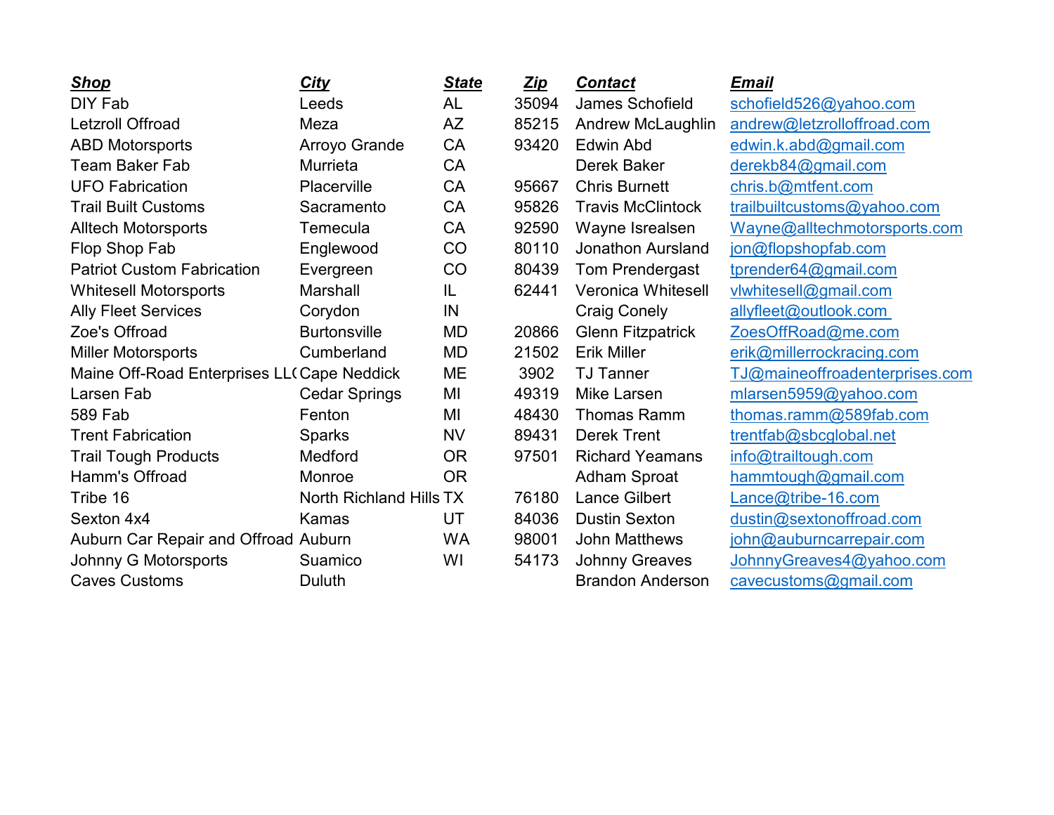| ***Shop*** | ***City*** | ***State*** | ***Zip*** | ***Contact*** | ***Email*** |
|---|---|---|---|---|---|
| DIY Fab | Leeds | AL | 35094 | James Schofield | schofield526@yahoo.com |
| Letzroll Offroad | Meza | AZ | 85215 | Andrew McLaughlin | andrew@letzrolloffroad.com |
| ABD Motorsports | Arroyo Grande | CA | 93420 | Edwin Abd | edwin.k.abd@gmail.com |
| Team Baker Fab | Murrieta | CA | | Derek Baker | derekb84@gmail.com |
| UFO Fabrication | Placerville | CA | 95667 | Chris Burnett | chris.b@mtfent.com |
| Trail Built Customs | Sacramento | CA | 95826 | Travis McClintock | trailbuiltcustoms@yahoo.com |
| Alltech Motorsports | Temecula | CA | 92590 | Wayne Isrealsen | Wayne@alltechmotorsports.com |
| Flop Shop Fab | Englewood | CO | 80110 | Jonathon Aursland | jon@flopshopfab.com |
| Patriot Custom Fabrication | Evergreen | CO | 80439 | Tom Prendergast | tprender64@gmail.com |
| Whitesell Motorsports | Marshall | IL | 62441 | Veronica Whitesell | vlwhitesell@gmail.com |
| Ally Fleet Services | Corydon | IN | | Craig Conely | allyfleet@outlook.com |
| Zoe's Offroad | Burtonsville | MD | 20866 | Glenn Fitzpatrick | ZoesOffRoad@me.com |
| Miller Motorsports | Cumberland | MD | 21502 | Erik Miller | erik@millerrockracing.com |
| Maine Off-Road Enterprises LL( | Cape Neddick | ME | 3902 | TJ Tanner | TJ@maineoffroadenterprises.com |
| Larsen Fab | Cedar Springs | MI | 49319 | Mike Larsen | mlarsen5959@yahoo.com |
| 589 Fab | Fenton | MI | 48430 | Thomas Ramm | thomas.ramm@589fab.com |
| Trent Fabrication | Sparks | NV | 89431 | Derek Trent | trentfab@sbcglobal.net |
| Trail Tough Products | Medford | OR | 97501 | Richard Yeamans | info@trailtough.com |
| Hamm's Offroad | Monroe | OR | | Adham Sproat | hammtough@gmail.com |
| Tribe 16 | North Richland Hills | TX | 76180 | Lance Gilbert | Lance@tribe-16.com |
| Sexton 4x4 | Kamas | UT | 84036 | Dustin Sexton | dustin@sextonoffroad.com |
| Auburn Car Repair and Offroad | Auburn | WA | 98001 | John Matthews | john@auburncarrepair.com |
| Johnny G Motorsports | Suamico | WI | 54173 | Johnny Greaves | JohnnyGreaves4@yahoo.com |
| Caves Customs | Duluth | | | Brandon Anderson | cavecustoms@gmail.com |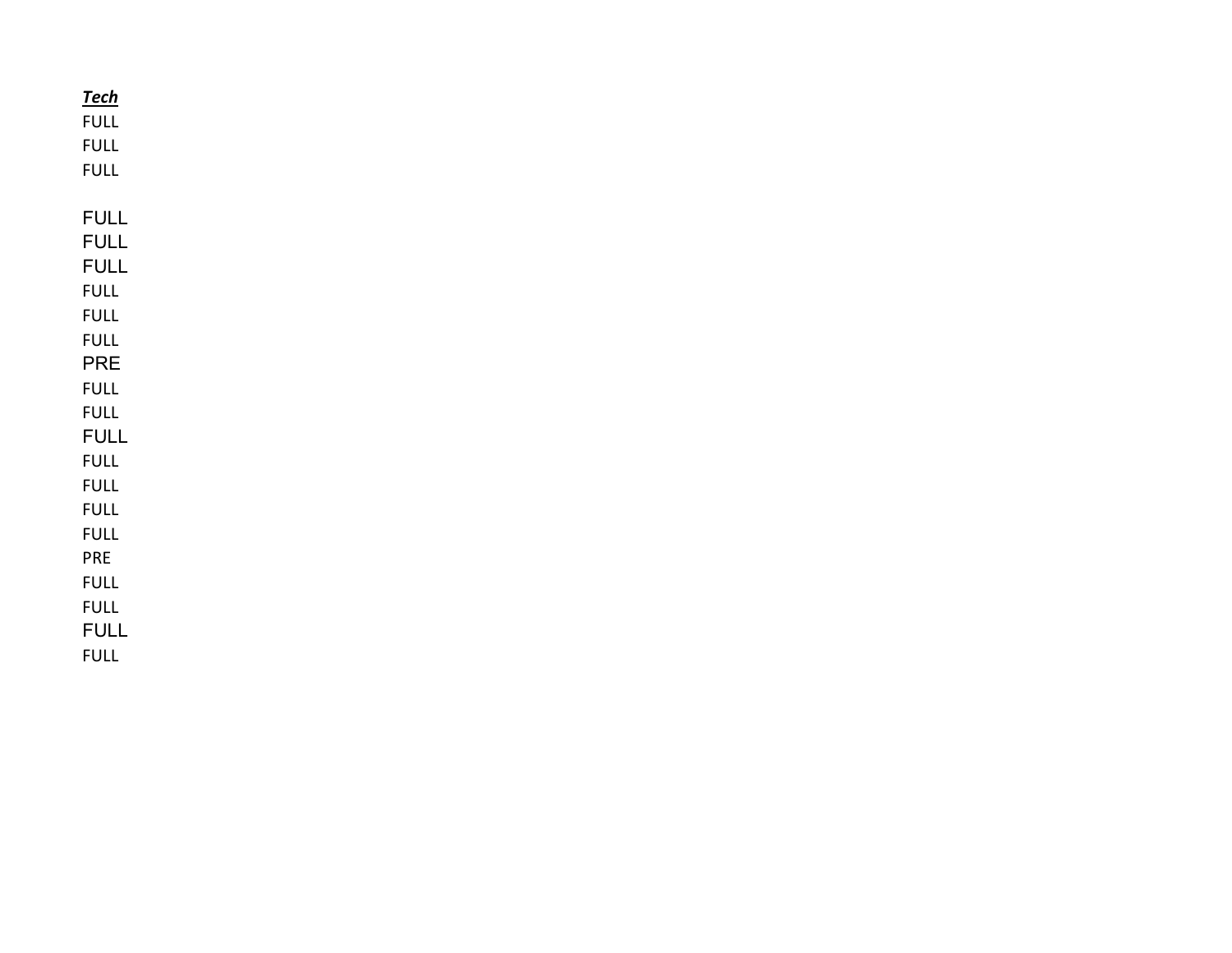***Tech***

FULL
FULL
FULL

FULL
FULL
FULL
FULL
FULL
FULL
PRE
FULL
FULL
FULL
FULL
FULL
FULL
FULL
PRE
FULL
FULL
FULL
FULL